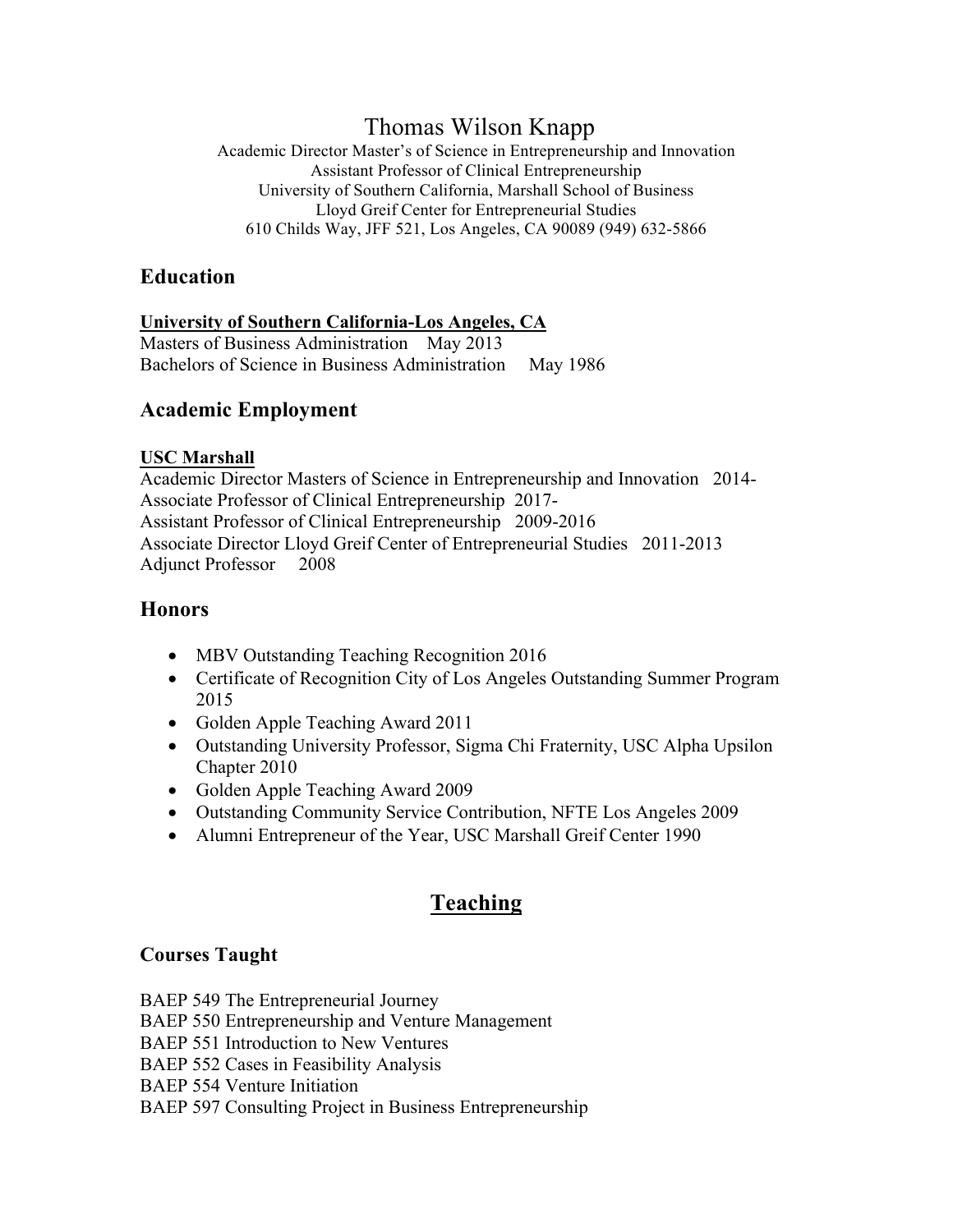# Thomas Wilson Knapp

Academic Director Master's of Science in Entrepreneurship and Innovation
Assistant Professor of Clinical Entrepreneurship
University of Southern California, Marshall School of Business
Lloyd Greif Center for Entrepreneurial Studies
610 Childs Way, JFF 521, Los Angeles, CA 90089 (949) 632-5866

## Education

**University of Southern California-Los Angeles, CA**
Masters of Business Administration May 2013
Bachelors of Science in Business Administration May 1986

## Academic Employment

**USC Marshall**
Academic Director Masters of Science in Entrepreneurship and Innovation 2014-
Associate Professor of Clinical Entrepreneurship 2017-
Assistant Professor of Clinical Entrepreneurship 2009-2016
Associate Director Lloyd Greif Center of Entrepreneurial Studies 2011-2013
Adjunct Professor 2008

## Honors

- MBV Outstanding Teaching Recognition 2016
- Certificate of Recognition City of Los Angeles Outstanding Summer Program 2015
- Golden Apple Teaching Award 2011
- Outstanding University Professor, Sigma Chi Fraternity, USC Alpha Upsilon Chapter 2010
- Golden Apple Teaching Award 2009
- Outstanding Community Service Contribution, NFTE Los Angeles 2009
- Alumni Entrepreneur of the Year, USC Marshall Greif Center 1990

## Teaching

### Courses Taught

BAEP 549 The Entrepreneurial Journey
BAEP 550 Entrepreneurship and Venture Management
BAEP 551 Introduction to New Ventures
BAEP 552 Cases in Feasibility Analysis
BAEP 554 Venture Initiation
BAEP 597 Consulting Project in Business Entrepreneurship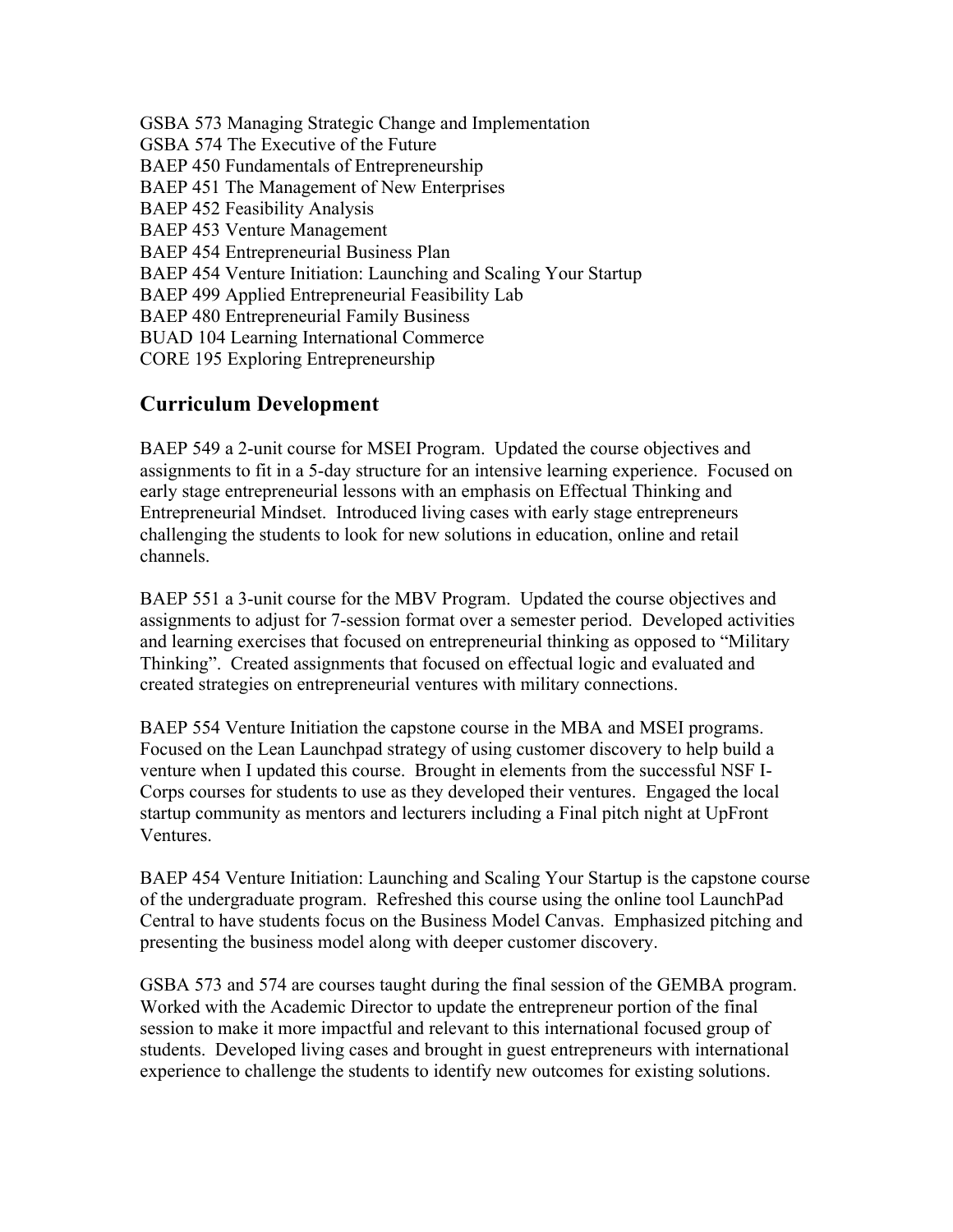GSBA 573 Managing Strategic Change and Implementation
GSBA 574 The Executive of the Future
BAEP 450 Fundamentals of Entrepreneurship
BAEP 451 The Management of New Enterprises
BAEP 452 Feasibility Analysis
BAEP 453 Venture Management
BAEP 454 Entrepreneurial Business Plan
BAEP 454 Venture Initiation: Launching and Scaling Your Startup
BAEP 499 Applied Entrepreneurial Feasibility Lab
BAEP 480 Entrepreneurial Family Business
BUAD 104 Learning International Commerce
CORE 195 Exploring Entrepreneurship

## Curriculum Development

BAEP 549 a 2-unit course for MSEI Program. Updated the course objectives and assignments to fit in a 5-day structure for an intensive learning experience. Focused on early stage entrepreneurial lessons with an emphasis on Effectual Thinking and Entrepreneurial Mindset. Introduced living cases with early stage entrepreneurs challenging the students to look for new solutions in education, online and retail channels.

BAEP 551 a 3-unit course for the MBV Program. Updated the course objectives and assignments to adjust for 7-session format over a semester period. Developed activities and learning exercises that focused on entrepreneurial thinking as opposed to "Military Thinking". Created assignments that focused on effectual logic and evaluated and created strategies on entrepreneurial ventures with military connections.

BAEP 554 Venture Initiation the capstone course in the MBA and MSEI programs. Focused on the Lean Launchpad strategy of using customer discovery to help build a venture when I updated this course. Brought in elements from the successful NSF I-Corps courses for students to use as they developed their ventures. Engaged the local startup community as mentors and lecturers including a Final pitch night at UpFront Ventures.

BAEP 454 Venture Initiation: Launching and Scaling Your Startup is the capstone course of the undergraduate program. Refreshed this course using the online tool LaunchPad Central to have students focus on the Business Model Canvas. Emphasized pitching and presenting the business model along with deeper customer discovery.

GSBA 573 and 574 are courses taught during the final session of the GEMBA program. Worked with the Academic Director to update the entrepreneur portion of the final session to make it more impactful and relevant to this international focused group of students. Developed living cases and brought in guest entrepreneurs with international experience to challenge the students to identify new outcomes for existing solutions.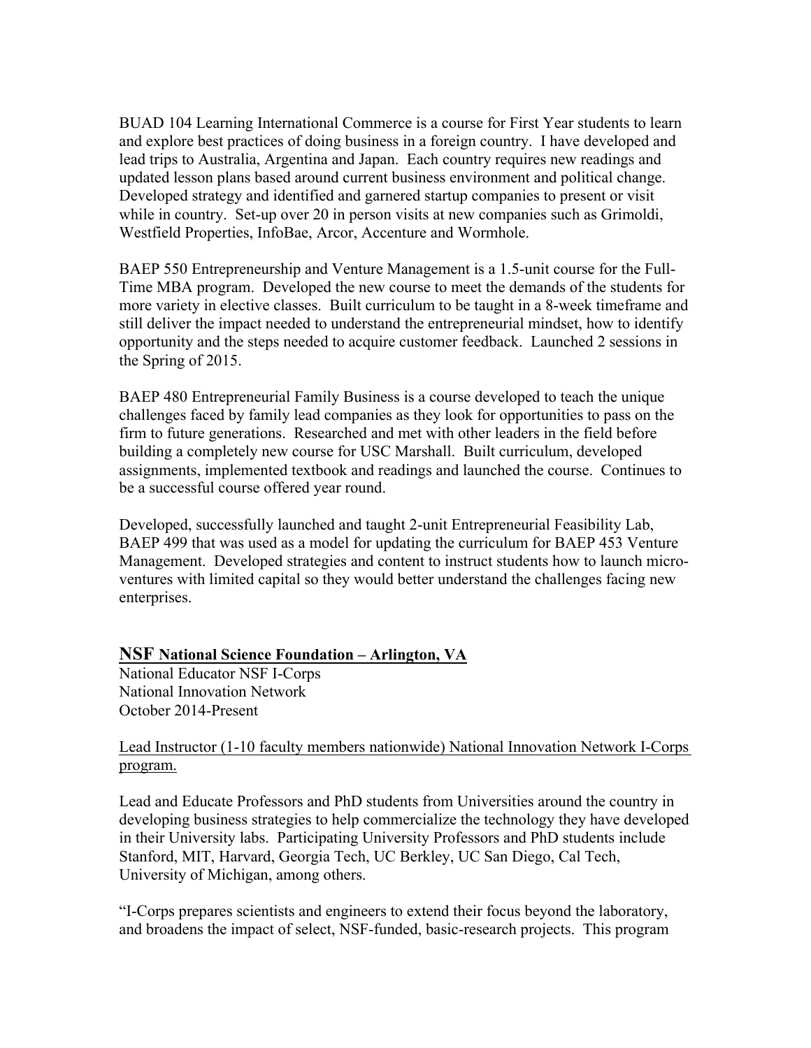BUAD 104 Learning International Commerce is a course for First Year students to learn and explore best practices of doing business in a foreign country. I have developed and lead trips to Australia, Argentina and Japan. Each country requires new readings and updated lesson plans based around current business environment and political change. Developed strategy and identified and garnered startup companies to present or visit while in country. Set-up over 20 in person visits at new companies such as Grimoldi, Westfield Properties, InfoBae, Arcor, Accenture and Wormhole.

BAEP 550 Entrepreneurship and Venture Management is a 1.5-unit course for the Full-Time MBA program. Developed the new course to meet the demands of the students for more variety in elective classes. Built curriculum to be taught in a 8-week timeframe and still deliver the impact needed to understand the entrepreneurial mindset, how to identify opportunity and the steps needed to acquire customer feedback. Launched 2 sessions in the Spring of 2015.

BAEP 480 Entrepreneurial Family Business is a course developed to teach the unique challenges faced by family lead companies as they look for opportunities to pass on the firm to future generations. Researched and met with other leaders in the field before building a completely new course for USC Marshall. Built curriculum, developed assignments, implemented textbook and readings and launched the course. Continues to be a successful course offered year round.

Developed, successfully launched and taught 2-unit Entrepreneurial Feasibility Lab, BAEP 499 that was used as a model for updating the curriculum for BAEP 453 Venture Management. Developed strategies and content to instruct students how to launch micro-ventures with limited capital so they would better understand the challenges facing new enterprises.

## NSF National Science Foundation – Arlington, VA

National Educator NSF I-Corps
National Innovation Network
October 2014-Present

Lead Instructor (1-10 faculty members nationwide) National Innovation Network I-Corps program.

Lead and Educate Professors and PhD students from Universities around the country in developing business strategies to help commercialize the technology they have developed in their University labs. Participating University Professors and PhD students include Stanford, MIT, Harvard, Georgia Tech, UC Berkley, UC San Diego, Cal Tech, University of Michigan, among others.

"I-Corps prepares scientists and engineers to extend their focus beyond the laboratory, and broadens the impact of select, NSF-funded, basic-research projects. This program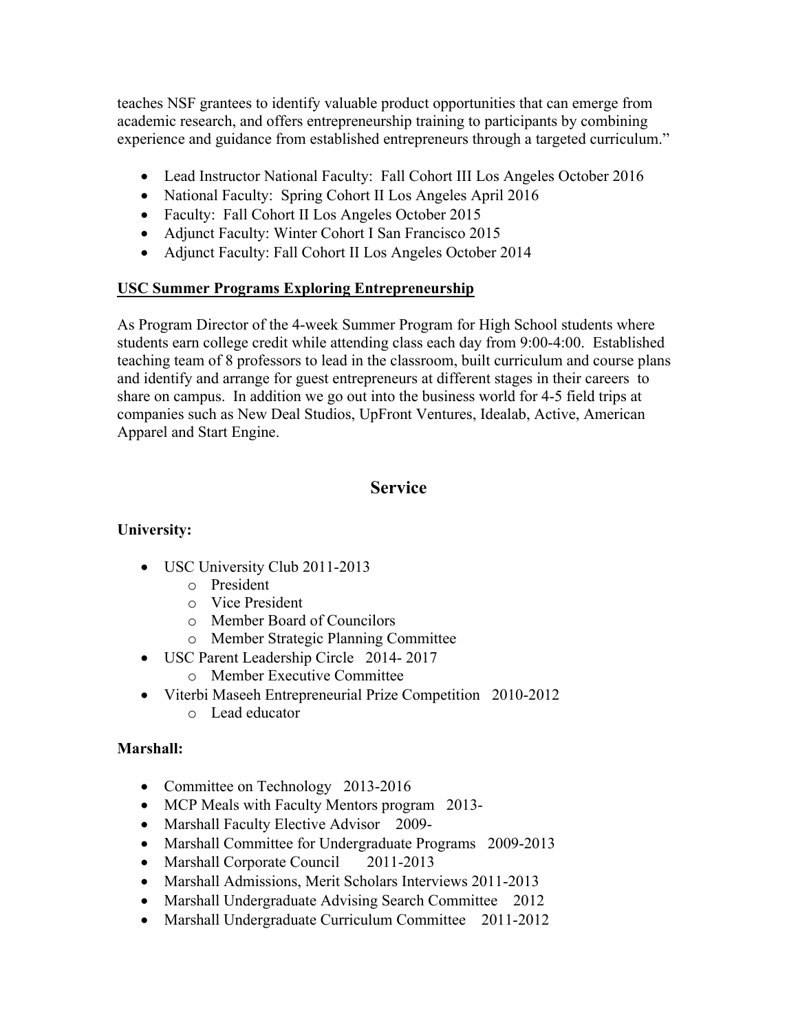teaches NSF grantees to identify valuable product opportunities that can emerge from academic research, and offers entrepreneurship training to participants by combining experience and guidance from established entrepreneurs through a targeted curriculum."

- Lead Instructor National Faculty: Fall Cohort III Los Angeles October 2016
- National Faculty: Spring Cohort II Los Angeles April 2016
- Faculty: Fall Cohort II Los Angeles October 2015
- Adjunct Faculty: Winter Cohort I San Francisco 2015
- Adjunct Faculty: Fall Cohort II Los Angeles October 2014

**<u>USC Summer Programs Exploring Entrepreneurship</u>**

As Program Director of the 4-week Summer Program for High School students where students earn college credit while attending class each day from 9:00-4:00. Established teaching team of 8 professors to lead in the classroom, built curriculum and course plans and identify and arrange for guest entrepreneurs at different stages in their careers to share on campus. In addition we go out into the business world for 4-5 field trips at companies such as New Deal Studios, UpFront Ventures, Idealab, Active, American Apparel and Start Engine.

## Service

**University:**

- USC University Club 2011-2013
  - President
  - Vice President
  - Member Board of Councilors
  - Member Strategic Planning Committee
- USC Parent Leadership Circle 2014- 2017
  - Member Executive Committee
- Viterbi Maseeh Entrepreneurial Prize Competition 2010-2012
  - Lead educator

**Marshall:**

- Committee on Technology 2013-2016
- MCP Meals with Faculty Mentors program 2013-
- Marshall Faculty Elective Advisor 2009-
- Marshall Committee for Undergraduate Programs 2009-2013
- Marshall Corporate Council 2011-2013
- Marshall Admissions, Merit Scholars Interviews 2011-2013
- Marshall Undergraduate Advising Search Committee 2012
- Marshall Undergraduate Curriculum Committee 2011-2012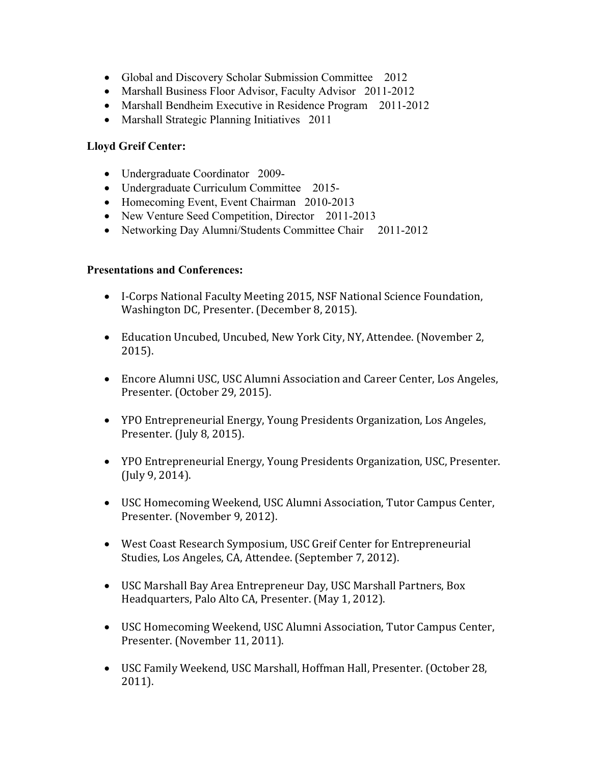- Global and Discovery Scholar Submission Committee 2012
- Marshall Business Floor Advisor, Faculty Advisor 2011-2012
- Marshall Bendheim Executive in Residence Program 2011-2012
- Marshall Strategic Planning Initiatives 2011

**Lloyd Greif Center:**

- Undergraduate Coordinator 2009-
- Undergraduate Curriculum Committee 2015-
- Homecoming Event, Event Chairman 2010-2013
- New Venture Seed Competition, Director 2011-2013
- Networking Day Alumni/Students Committee Chair 2011-2012

**Presentations and Conferences:**

- I-Corps National Faculty Meeting 2015, NSF National Science Foundation, Washington DC, Presenter. (December 8, 2015).

- Education Uncubed, Uncubed, New York City, NY, Attendee. (November 2, 2015).

- Encore Alumni USC, USC Alumni Association and Career Center, Los Angeles, Presenter. (October 29, 2015).

- YPO Entrepreneurial Energy, Young Presidents Organization, Los Angeles, Presenter. (July 8, 2015).

- YPO Entrepreneurial Energy, Young Presidents Organization, USC, Presenter. (July 9, 2014).

- USC Homecoming Weekend, USC Alumni Association, Tutor Campus Center, Presenter. (November 9, 2012).

- West Coast Research Symposium, USC Greif Center for Entrepreneurial Studies, Los Angeles, CA, Attendee. (September 7, 2012).

- USC Marshall Bay Area Entrepreneur Day, USC Marshall Partners, Box Headquarters, Palo Alto CA, Presenter. (May 1, 2012).

- USC Homecoming Weekend, USC Alumni Association, Tutor Campus Center, Presenter. (November 11, 2011).

- USC Family Weekend, USC Marshall, Hoffman Hall, Presenter. (October 28, 2011).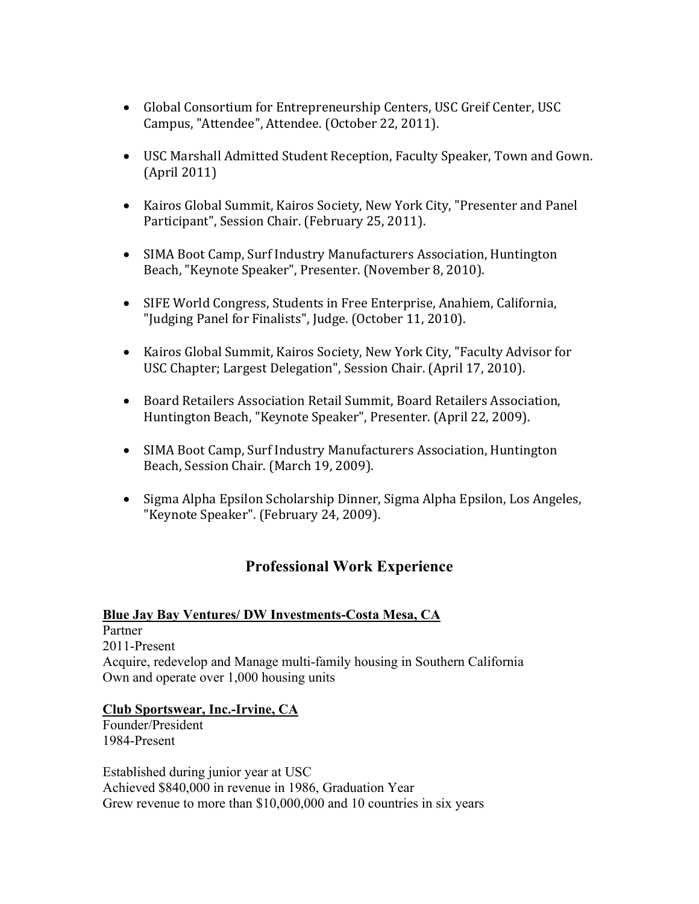- Global Consortium for Entrepreneurship Centers, USC Greif Center, USC Campus, "Attendee", Attendee. (October 22, 2011).

- USC Marshall Admitted Student Reception, Faculty Speaker, Town and Gown. (April 2011)

- Kairos Global Summit, Kairos Society, New York City, "Presenter and Panel Participant", Session Chair. (February 25, 2011).

- SIMA Boot Camp, Surf Industry Manufacturers Association, Huntington Beach, "Keynote Speaker", Presenter. (November 8, 2010).

- SIFE World Congress, Students in Free Enterprise, Anahiem, California, "Judging Panel for Finalists", Judge. (October 11, 2010).

- Kairos Global Summit, Kairos Society, New York City, "Faculty Advisor for USC Chapter; Largest Delegation", Session Chair. (April 17, 2010).

- Board Retailers Association Retail Summit, Board Retailers Association, Huntington Beach, "Keynote Speaker", Presenter. (April 22, 2009).

- SIMA Boot Camp, Surf Industry Manufacturers Association, Huntington Beach, Session Chair. (March 19, 2009).

- Sigma Alpha Epsilon Scholarship Dinner, Sigma Alpha Epsilon, Los Angeles, "Keynote Speaker". (February 24, 2009).

## Professional Work Experience

**Blue Jay Bay Ventures/ DW Investments-Costa Mesa, CA**
Partner
2011-Present
Acquire, redevelop and Manage multi-family housing in Southern California
Own and operate over 1,000 housing units

**Club Sportswear, Inc.-Irvine, CA**
Founder/President
1984-Present

Established during junior year at USC
Achieved $840,000 in revenue in 1986, Graduation Year
Grew revenue to more than $10,000,000 and 10 countries in six years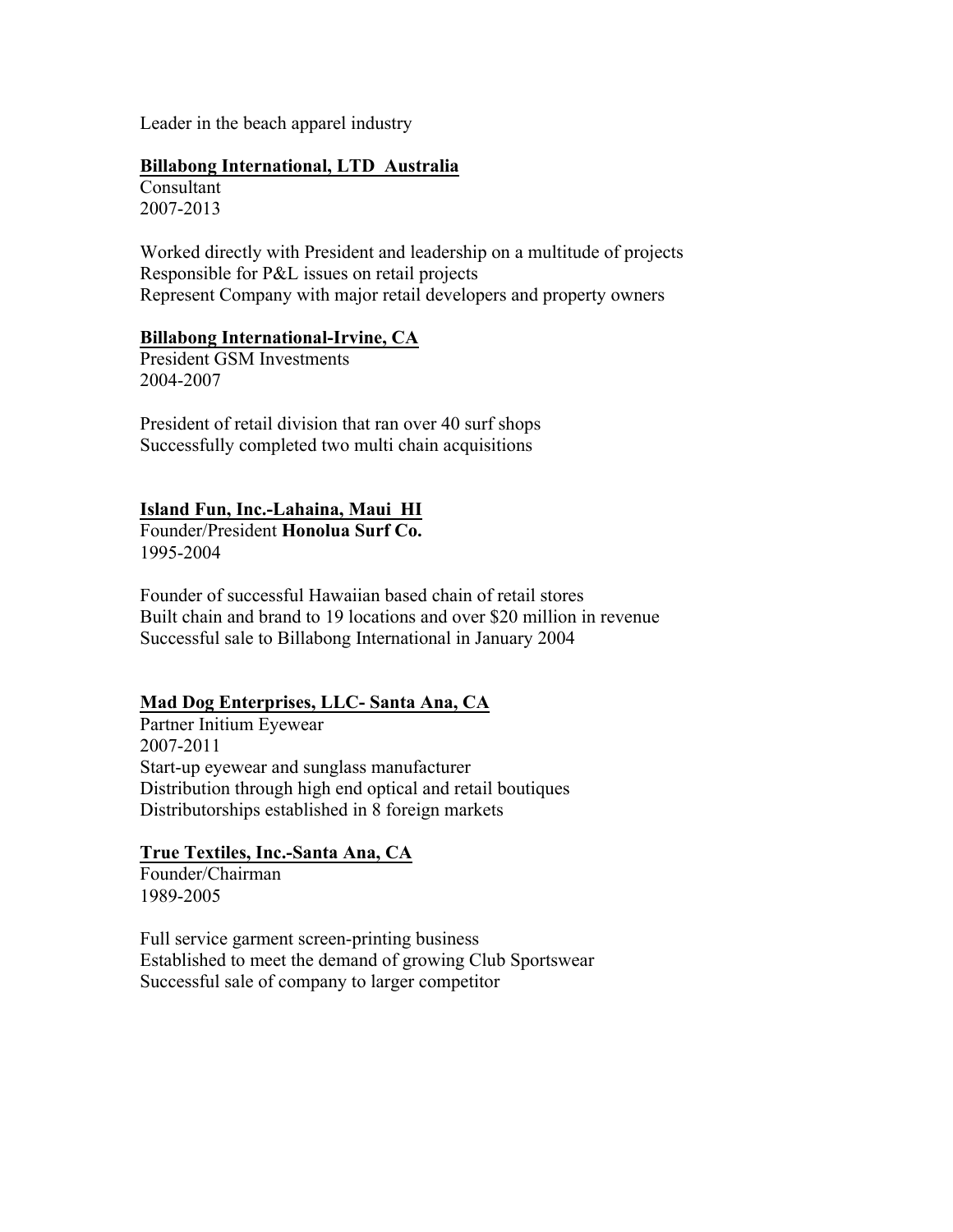Leader in the beach apparel industry

**Billabong International, LTD  Australia**
Consultant
2007-2013

Worked directly with President and leadership on a multitude of projects
Responsible for P&L issues on retail projects
Represent Company with major retail developers and property owners

**Billabong International-Irvine, CA**
President GSM Investments
2004-2007

President of retail division that ran over 40 surf shops
Successfully completed two multi chain acquisitions

**Island Fun, Inc.-Lahaina, Maui  HI**
Founder/President **Honolua Surf Co.**
1995-2004

Founder of successful Hawaiian based chain of retail stores
Built chain and brand to 19 locations and over $20 million in revenue
Successful sale to Billabong International in January 2004

**Mad Dog Enterprises, LLC- Santa Ana, CA**
Partner Initium Eyewear
2007-2011
Start-up eyewear and sunglass manufacturer
Distribution through high end optical and retail boutiques
Distributorships established in 8 foreign markets

**True Textiles, Inc.-Santa Ana, CA**
Founder/Chairman
1989-2005

Full service garment screen-printing business
Established to meet the demand of growing Club Sportswear
Successful sale of company to larger competitor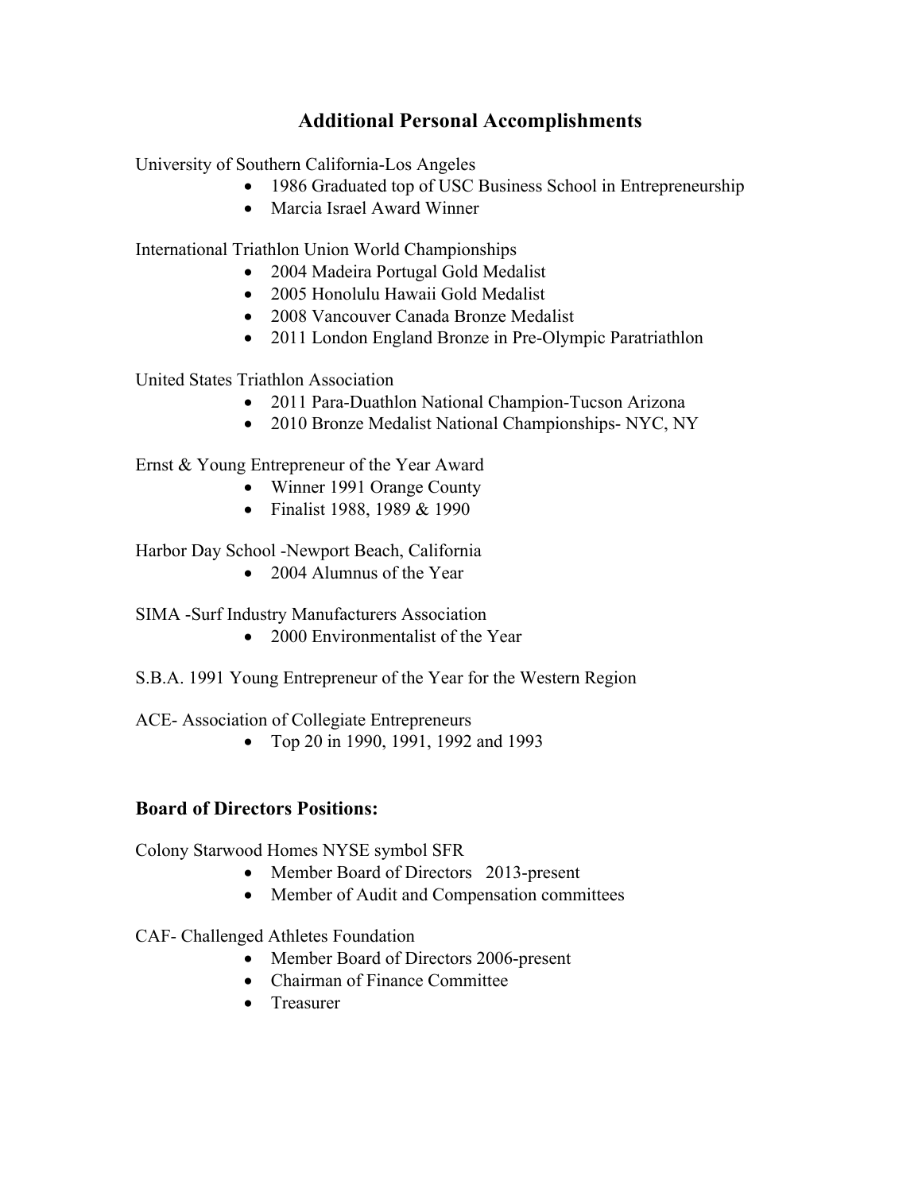## Additional Personal Accomplishments

University of Southern California-Los Angeles

- 1986 Graduated top of USC Business School in Entrepreneurship
- Marcia Israel Award Winner

International Triathlon Union World Championships

- 2004 Madeira Portugal Gold Medalist
- 2005 Honolulu Hawaii Gold Medalist
- 2008 Vancouver Canada Bronze Medalist
- 2011 London England Bronze in Pre-Olympic Paratriathlon

United States Triathlon Association

- 2011 Para-Duathlon National Champion-Tucson Arizona
- 2010 Bronze Medalist National Championships- NYC, NY

Ernst & Young Entrepreneur of the Year Award

- Winner 1991 Orange County
- Finalist 1988, 1989 & 1990

Harbor Day School -Newport Beach, California

- 2004 Alumnus of the Year

SIMA -Surf Industry Manufacturers Association

- 2000 Environmentalist of the Year

S.B.A. 1991 Young Entrepreneur of the Year for the Western Region

ACE- Association of Collegiate Entrepreneurs

- Top 20 in 1990, 1991, 1992 and 1993

### Board of Directors Positions:

Colony Starwood Homes NYSE symbol SFR

- Member Board of Directors 2013-present
- Member of Audit and Compensation committees

CAF- Challenged Athletes Foundation

- Member Board of Directors 2006-present
- Chairman of Finance Committee
- Treasurer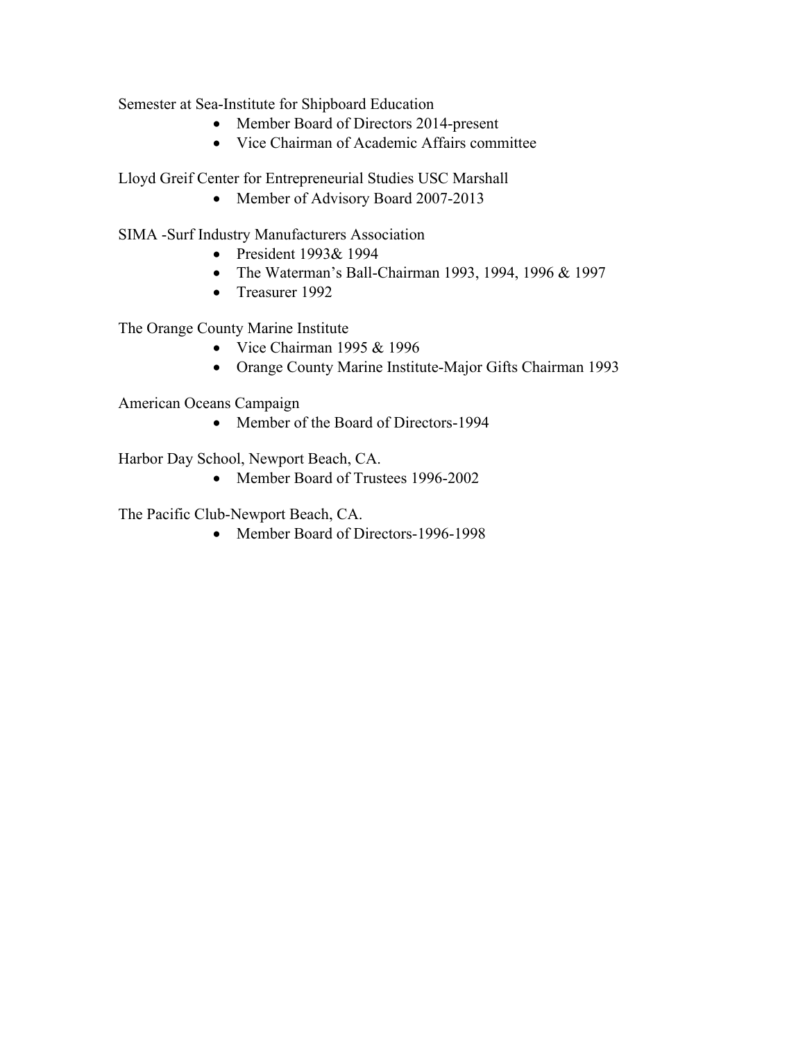Semester at Sea-Institute for Shipboard Education

- Member Board of Directors 2014-present
- Vice Chairman of Academic Affairs committee

Lloyd Greif Center for Entrepreneurial Studies USC Marshall

- Member of Advisory Board 2007-2013

SIMA -Surf Industry Manufacturers Association

- President 1993& 1994
- The Waterman's Ball-Chairman 1993, 1994, 1996 & 1997
- Treasurer 1992

The Orange County Marine Institute

- Vice Chairman 1995 & 1996
- Orange County Marine Institute-Major Gifts Chairman 1993

American Oceans Campaign

- Member of the Board of Directors-1994

Harbor Day School, Newport Beach, CA.

- Member Board of Trustees 1996-2002

The Pacific Club-Newport Beach, CA.

- Member Board of Directors-1996-1998